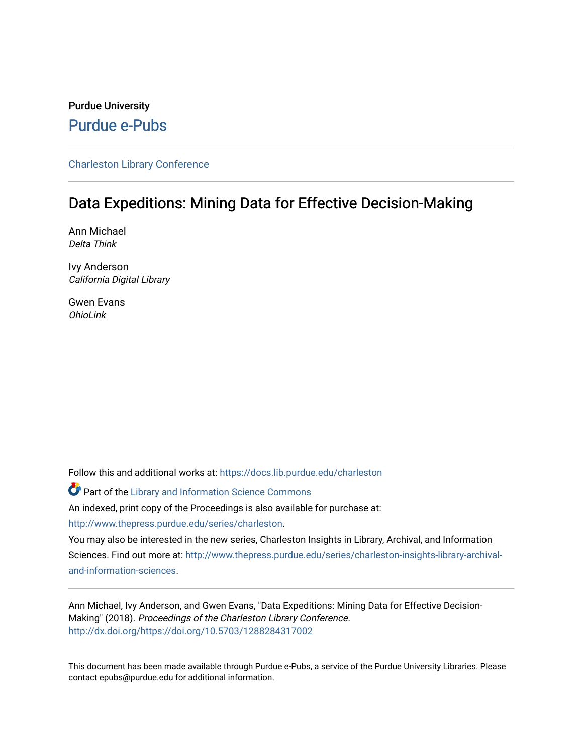Purdue University

# Purdue e-Pubs

Charleston Library Conference

## Data Expeditions: Mining Data for Effective Decision-Making

Ann Michael
*Delta Think*

Ivy Anderson
*California Digital Library*

Gwen Evans
*OhioLink*

Follow this and additional works at: https://docs.lib.purdue.edu/charleston

Part of the Library and Information Science Commons

An indexed, print copy of the Proceedings is also available for purchase at: http://www.thepress.purdue.edu/series/charleston.

You may also be interested in the new series, Charleston Insights in Library, Archival, and Information Sciences. Find out more at: http://www.thepress.purdue.edu/series/charleston-insights-library-archival-and-information-sciences.

Ann Michael, Ivy Anderson, and Gwen Evans, "Data Expeditions: Mining Data for Effective Decision-Making" (2018). *Proceedings of the Charleston Library Conference.* http://dx.doi.org/https://doi.org/10.5703/1288284317002

This document has been made available through Purdue e-Pubs, a service of the Purdue University Libraries. Please contact epubs@purdue.edu for additional information.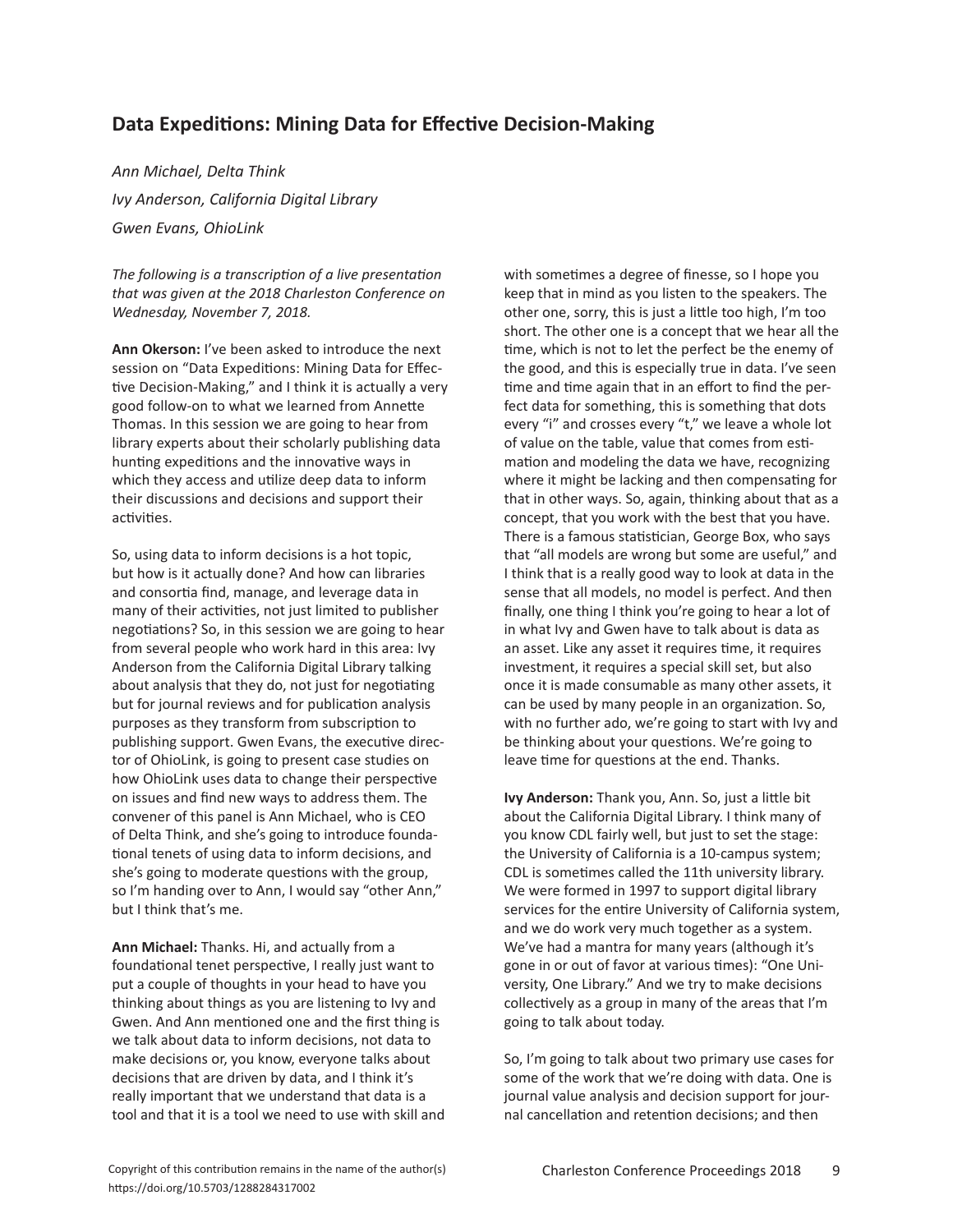## Data Expeditions: Mining Data for Effective Decision-Making

*Ann Michael, Delta Think*

*Ivy Anderson, California Digital Library*

*Gwen Evans, OhioLink*

*The following is a transcription of a live presentation that was given at the 2018 Charleston Conference on Wednesday, November 7, 2018.*

**Ann Okerson:** I've been asked to introduce the next session on "Data Expeditions: Mining Data for Effective Decision-Making," and I think it is actually a very good follow-on to what we learned from Annette Thomas. In this session we are going to hear from library experts about their scholarly publishing data hunting expeditions and the innovative ways in which they access and utilize deep data to inform their discussions and decisions and support their activities.

So, using data to inform decisions is a hot topic, but how is it actually done? And how can libraries and consortia find, manage, and leverage data in many of their activities, not just limited to publisher negotiations? So, in this session we are going to hear from several people who work hard in this area: Ivy Anderson from the California Digital Library talking about analysis that they do, not just for negotiating but for journal reviews and for publication analysis purposes as they transform from subscription to publishing support. Gwen Evans, the executive director of OhioLink, is going to present case studies on how OhioLink uses data to change their perspective on issues and find new ways to address them. The convener of this panel is Ann Michael, who is CEO of Delta Think, and she's going to introduce foundational tenets of using data to inform decisions, and she's going to moderate questions with the group, so I'm handing over to Ann, I would say "other Ann," but I think that's me.

**Ann Michael:** Thanks. Hi, and actually from a foundational tenet perspective, I really just want to put a couple of thoughts in your head to have you thinking about things as you are listening to Ivy and Gwen. And Ann mentioned one and the first thing is we talk about data to inform decisions, not data to make decisions or, you know, everyone talks about decisions that are driven by data, and I think it's really important that we understand that data is a tool and that it is a tool we need to use with skill and with sometimes a degree of finesse, so I hope you keep that in mind as you listen to the speakers. The other one, sorry, this is just a little too high, I'm too short. The other one is a concept that we hear all the time, which is not to let the perfect be the enemy of the good, and this is especially true in data. I've seen time and time again that in an effort to find the perfect data for something, this is something that dots every "i" and crosses every "t," we leave a whole lot of value on the table, value that comes from estimation and modeling the data we have, recognizing where it might be lacking and then compensating for that in other ways. So, again, thinking about that as a concept, that you work with the best that you have. There is a famous statistician, George Box, who says that "all models are wrong but some are useful," and I think that is a really good way to look at data in the sense that all models, no model is perfect. And then finally, one thing I think you're going to hear a lot of in what Ivy and Gwen have to talk about is data as an asset. Like any asset it requires time, it requires investment, it requires a special skill set, but also once it is made consumable as many other assets, it can be used by many people in an organization. So, with no further ado, we're going to start with Ivy and be thinking about your questions. We're going to leave time for questions at the end. Thanks.

**Ivy Anderson:** Thank you, Ann. So, just a little bit about the California Digital Library. I think many of you know CDL fairly well, but just to set the stage: the University of California is a 10-campus system; CDL is sometimes called the 11th university library. We were formed in 1997 to support digital library services for the entire University of California system, and we do work very much together as a system. We've had a mantra for many years (although it's gone in or out of favor at various times): "One University, One Library." And we try to make decisions collectively as a group in many of the areas that I'm going to talk about today.

So, I'm going to talk about two primary use cases for some of the work that we're doing with data. One is journal value analysis and decision support for journal cancellation and retention decisions; and then

Copyright of this contribution remains in the name of the author(s)
https://doi.org/10.5703/1288284317002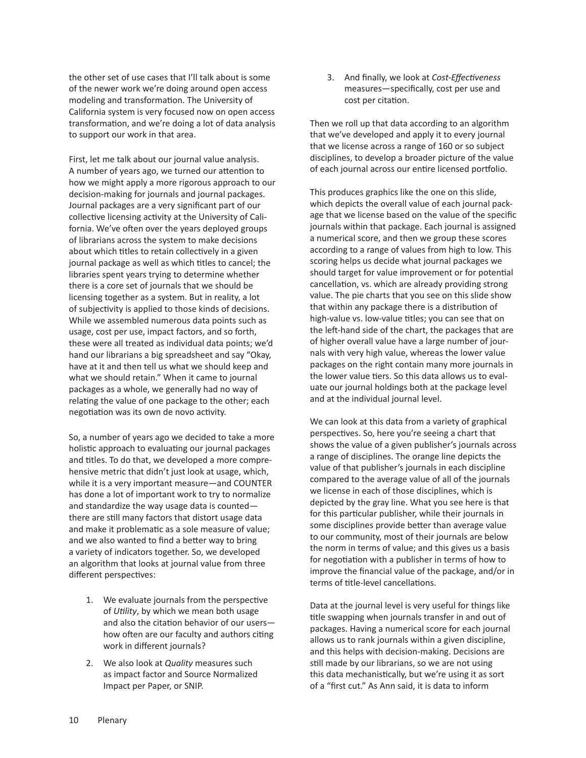the other set of use cases that I'll talk about is some of the newer work we're doing around open access modeling and transformation. The University of California system is very focused now on open access transformation, and we're doing a lot of data analysis to support our work in that area.

First, let me talk about our journal value analysis. A number of years ago, we turned our attention to how we might apply a more rigorous approach to our decision-making for journals and journal packages. Journal packages are a very significant part of our collective licensing activity at the University of California. We've often over the years deployed groups of librarians across the system to make decisions about which titles to retain collectively in a given journal package as well as which titles to cancel; the libraries spent years trying to determine whether there is a core set of journals that we should be licensing together as a system. But in reality, a lot of subjectivity is applied to those kinds of decisions. While we assembled numerous data points such as usage, cost per use, impact factors, and so forth, these were all treated as individual data points; we'd hand our librarians a big spreadsheet and say "Okay, have at it and then tell us what we should keep and what we should retain." When it came to journal packages as a whole, we generally had no way of relating the value of one package to the other; each negotiation was its own de novo activity.

So, a number of years ago we decided to take a more holistic approach to evaluating our journal packages and titles. To do that, we developed a more comprehensive metric that didn't just look at usage, which, while it is a very important measure—and COUNTER has done a lot of important work to try to normalize and standardize the way usage data is counted—there are still many factors that distort usage data and make it problematic as a sole measure of value; and we also wanted to find a better way to bring a variety of indicators together. So, we developed an algorithm that looks at journal value from three different perspectives:

1. We evaluate journals from the perspective of *Utility*, by which we mean both usage and also the citation behavior of our users—how often are our faculty and authors citing work in different journals?
2. We also look at *Quality* measures such as impact factor and Source Normalized Impact per Paper, or SNIP.
3. And finally, we look at *Cost-Effectiveness* measures—specifically, cost per use and cost per citation.

Then we roll up that data according to an algorithm that we've developed and apply it to every journal that we license across a range of 160 or so subject disciplines, to develop a broader picture of the value of each journal across our entire licensed portfolio.

This produces graphics like the one on this slide, which depicts the overall value of each journal package that we license based on the value of the specific journals within that package. Each journal is assigned a numerical score, and then we group these scores according to a range of values from high to low. This scoring helps us decide what journal packages we should target for value improvement or for potential cancellation, vs. which are already providing strong value. The pie charts that you see on this slide show that within any package there is a distribution of high-value vs. low-value titles; you can see that on the left-hand side of the chart, the packages that are of higher overall value have a large number of journals with very high value, whereas the lower value packages on the right contain many more journals in the lower value tiers. So this data allows us to evaluate our journal holdings both at the package level and at the individual journal level.

We can look at this data from a variety of graphical perspectives. So, here you're seeing a chart that shows the value of a given publisher's journals across a range of disciplines. The orange line depicts the value of that publisher's journals in each discipline compared to the average value of all of the journals we license in each of those disciplines, which is depicted by the gray line. What you see here is that for this particular publisher, while their journals in some disciplines provide better than average value to our community, most of their journals are below the norm in terms of value; and this gives us a basis for negotiation with a publisher in terms of how to improve the financial value of the package, and/or in terms of title-level cancellations.

Data at the journal level is very useful for things like title swapping when journals transfer in and out of packages. Having a numerical score for each journal allows us to rank journals within a given discipline, and this helps with decision-making. Decisions are still made by our librarians, so we are not using this data mechanistically, but we're using it as sort of a "first cut." As Ann said, it is data to inform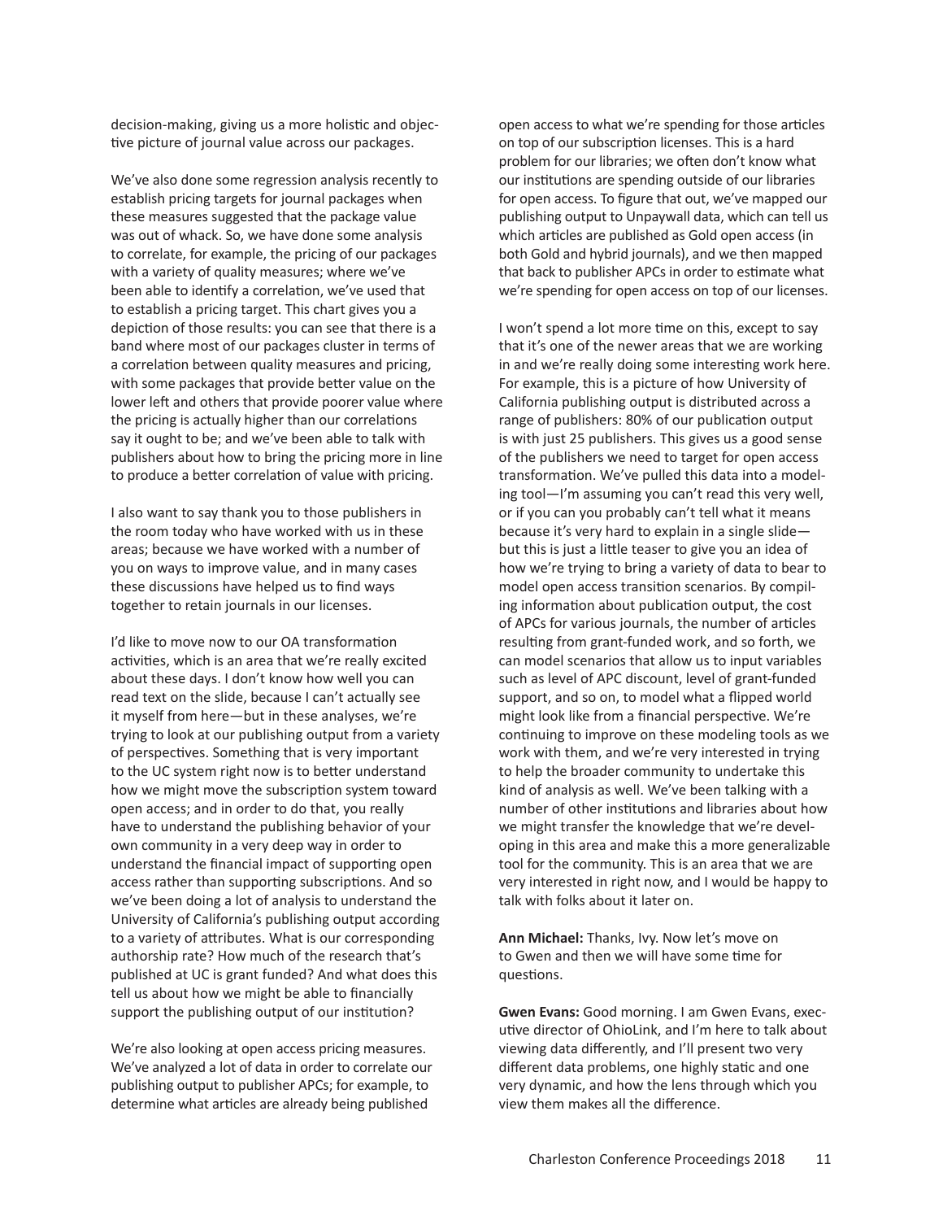decision-making, giving us a more holistic and objective picture of journal value across our packages.

We've also done some regression analysis recently to establish pricing targets for journal packages when these measures suggested that the package value was out of whack. So, we have done some analysis to correlate, for example, the pricing of our packages with a variety of quality measures; where we've been able to identify a correlation, we've used that to establish a pricing target. This chart gives you a depiction of those results: you can see that there is a band where most of our packages cluster in terms of a correlation between quality measures and pricing, with some packages that provide better value on the lower left and others that provide poorer value where the pricing is actually higher than our correlations say it ought to be; and we've been able to talk with publishers about how to bring the pricing more in line to produce a better correlation of value with pricing.

I also want to say thank you to those publishers in the room today who have worked with us in these areas; because we have worked with a number of you on ways to improve value, and in many cases these discussions have helped us to find ways together to retain journals in our licenses.

I'd like to move now to our OA transformation activities, which is an area that we're really excited about these days. I don't know how well you can read text on the slide, because I can't actually see it myself from here—but in these analyses, we're trying to look at our publishing output from a variety of perspectives. Something that is very important to the UC system right now is to better understand how we might move the subscription system toward open access; and in order to do that, you really have to understand the publishing behavior of your own community in a very deep way in order to understand the financial impact of supporting open access rather than supporting subscriptions. And so we've been doing a lot of analysis to understand the University of California's publishing output according to a variety of attributes. What is our corresponding authorship rate? How much of the research that's published at UC is grant funded? And what does this tell us about how we might be able to financially support the publishing output of our institution?

We're also looking at open access pricing measures. We've analyzed a lot of data in order to correlate our publishing output to publisher APCs; for example, to determine what articles are already being published open access to what we're spending for those articles on top of our subscription licenses. This is a hard problem for our libraries; we often don't know what our institutions are spending outside of our libraries for open access. To figure that out, we've mapped our publishing output to Unpaywall data, which can tell us which articles are published as Gold open access (in both Gold and hybrid journals), and we then mapped that back to publisher APCs in order to estimate what we're spending for open access on top of our licenses.

I won't spend a lot more time on this, except to say that it's one of the newer areas that we are working in and we're really doing some interesting work here. For example, this is a picture of how University of California publishing output is distributed across a range of publishers: 80% of our publication output is with just 25 publishers. This gives us a good sense of the publishers we need to target for open access transformation. We've pulled this data into a modeling tool—I'm assuming you can't read this very well, or if you can you probably can't tell what it means because it's very hard to explain in a single slide—but this is just a little teaser to give you an idea of how we're trying to bring a variety of data to bear to model open access transition scenarios. By compiling information about publication output, the cost of APCs for various journals, the number of articles resulting from grant-funded work, and so forth, we can model scenarios that allow us to input variables such as level of APC discount, level of grant-funded support, and so on, to model what a flipped world might look like from a financial perspective. We're continuing to improve on these modeling tools as we work with them, and we're very interested in trying to help the broader community to undertake this kind of analysis as well. We've been talking with a number of other institutions and libraries about how we might transfer the knowledge that we're developing in this area and make this a more generalizable tool for the community. This is an area that we are very interested in right now, and I would be happy to talk with folks about it later on.

**Ann Michael:** Thanks, Ivy. Now let's move on to Gwen and then we will have some time for questions.

**Gwen Evans:** Good morning. I am Gwen Evans, executive director of OhioLink, and I'm here to talk about viewing data differently, and I'll present two very different data problems, one highly static and one very dynamic, and how the lens through which you view them makes all the difference.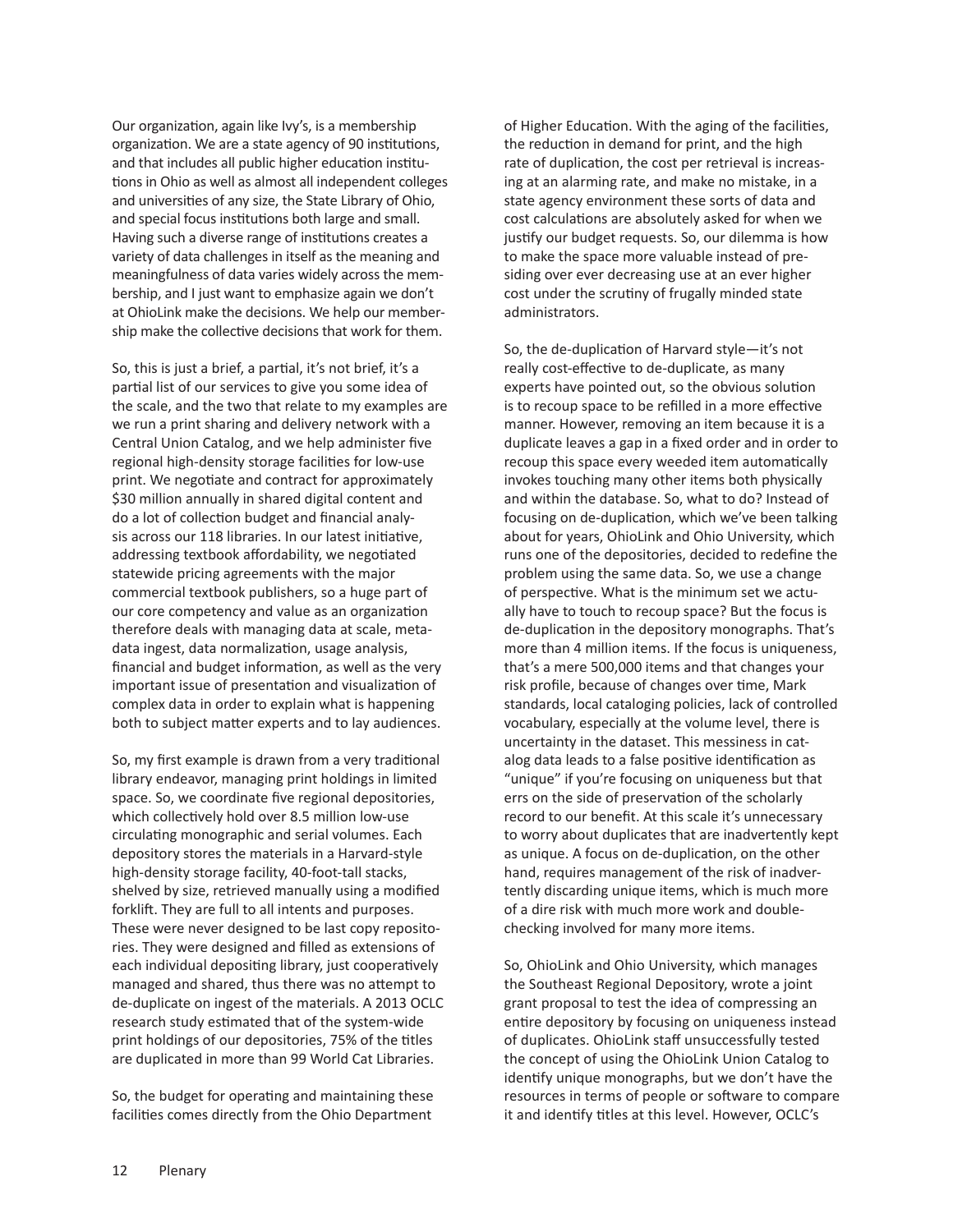Our organization, again like Ivy's, is a membership organization. We are a state agency of 90 institutions, and that includes all public higher education institutions in Ohio as well as almost all independent colleges and universities of any size, the State Library of Ohio, and special focus institutions both large and small. Having such a diverse range of institutions creates a variety of data challenges in itself as the meaning and meaningfulness of data varies widely across the membership, and I just want to emphasize again we don't at OhioLink make the decisions. We help our membership make the collective decisions that work for them.

So, this is just a brief, a partial, it's not brief, it's a partial list of our services to give you some idea of the scale, and the two that relate to my examples are we run a print sharing and delivery network with a Central Union Catalog, and we help administer five regional high-density storage facilities for low-use print. We negotiate and contract for approximately $30 million annually in shared digital content and do a lot of collection budget and financial analysis across our 118 libraries. In our latest initiative, addressing textbook affordability, we negotiated statewide pricing agreements with the major commercial textbook publishers, so a huge part of our core competency and value as an organization therefore deals with managing data at scale, metadata ingest, data normalization, usage analysis, financial and budget information, as well as the very important issue of presentation and visualization of complex data in order to explain what is happening both to subject matter experts and to lay audiences.

So, my first example is drawn from a very traditional library endeavor, managing print holdings in limited space. So, we coordinate five regional depositories, which collectively hold over 8.5 million low-use circulating monographic and serial volumes. Each depository stores the materials in a Harvard-style high-density storage facility, 40-foot-tall stacks, shelved by size, retrieved manually using a modified forklift. They are full to all intents and purposes. These were never designed to be last copy repositories. They were designed and filled as extensions of each individual depositing library, just cooperatively managed and shared, thus there was no attempt to de-duplicate on ingest of the materials. A 2013 OCLC research study estimated that of the system-wide print holdings of our depositories, 75% of the titles are duplicated in more than 99 World Cat Libraries.

So, the budget for operating and maintaining these facilities comes directly from the Ohio Department of Higher Education. With the aging of the facilities, the reduction in demand for print, and the high rate of duplication, the cost per retrieval is increasing at an alarming rate, and make no mistake, in a state agency environment these sorts of data and cost calculations are absolutely asked for when we justify our budget requests. So, our dilemma is how to make the space more valuable instead of presiding over ever decreasing use at an ever higher cost under the scrutiny of frugally minded state administrators.

So, the de-duplication of Harvard style—it's not really cost-effective to de-duplicate, as many experts have pointed out, so the obvious solution is to recoup space to be refilled in a more effective manner. However, removing an item because it is a duplicate leaves a gap in a fixed order and in order to recoup this space every weeded item automatically invokes touching many other items both physically and within the database. So, what to do? Instead of focusing on de-duplication, which we've been talking about for years, OhioLink and Ohio University, which runs one of the depositories, decided to redefine the problem using the same data. So, we use a change of perspective. What is the minimum set we actually have to touch to recoup space? But the focus is de-duplication in the depository monographs. That's more than 4 million items. If the focus is uniqueness, that's a mere 500,000 items and that changes your risk profile, because of changes over time, Mark standards, local cataloging policies, lack of controlled vocabulary, especially at the volume level, there is uncertainty in the dataset. This messiness in catalog data leads to a false positive identification as "unique" if you're focusing on uniqueness but that errs on the side of preservation of the scholarly record to our benefit. At this scale it's unnecessary to worry about duplicates that are inadvertently kept as unique. A focus on de-duplication, on the other hand, requires management of the risk of inadvertently discarding unique items, which is much more of a dire risk with much more work and double-checking involved for many more items.

So, OhioLink and Ohio University, which manages the Southeast Regional Depository, wrote a joint grant proposal to test the idea of compressing an entire depository by focusing on uniqueness instead of duplicates. OhioLink staff unsuccessfully tested the concept of using the OhioLink Union Catalog to identify unique monographs, but we don't have the resources in terms of people or software to compare it and identify titles at this level. However, OCLC's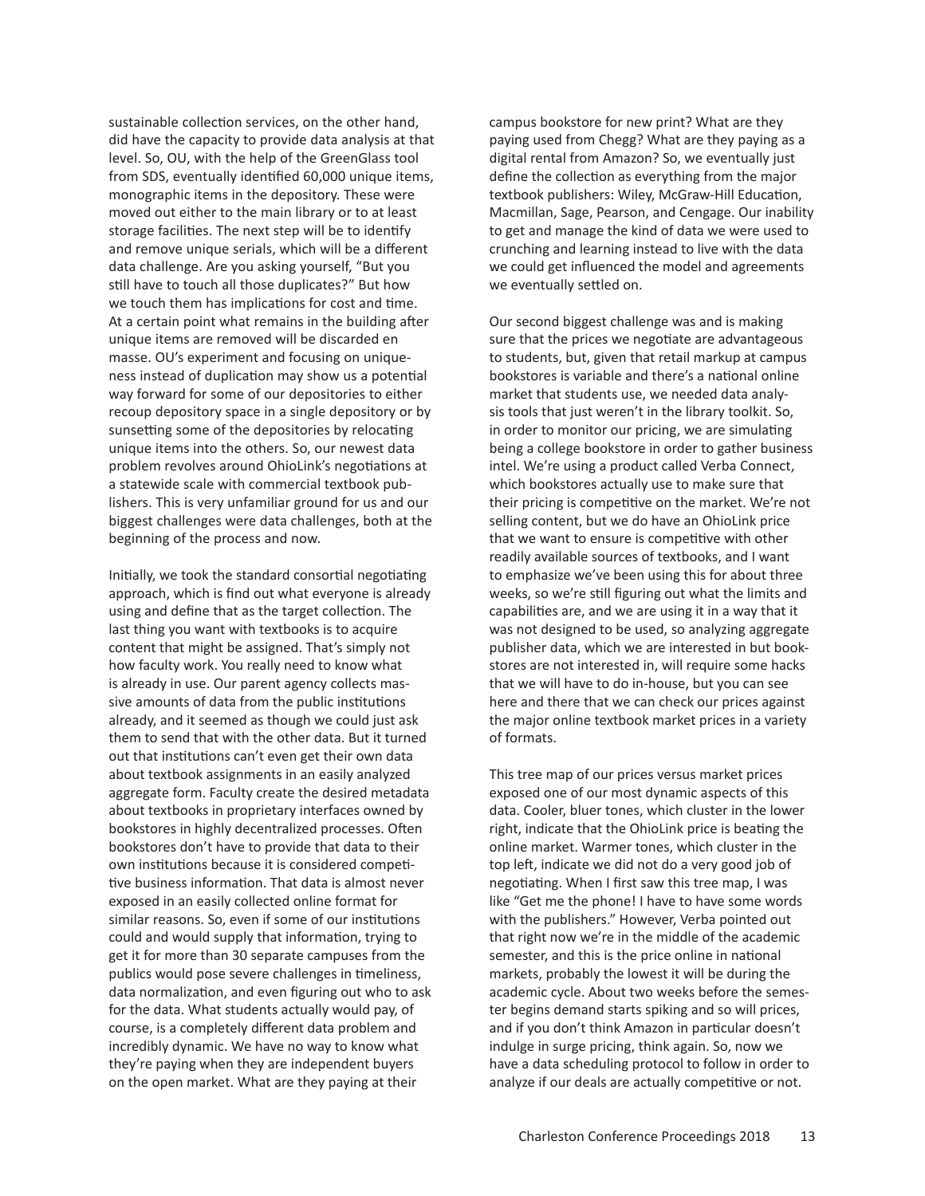sustainable collection services, on the other hand, did have the capacity to provide data analysis at that level. So, OU, with the help of the GreenGlass tool from SDS, eventually identified 60,000 unique items, monographic items in the depository. These were moved out either to the main library or to at least storage facilities. The next step will be to identify and remove unique serials, which will be a different data challenge. Are you asking yourself, "But you still have to touch all those duplicates?" But how we touch them has implications for cost and time. At a certain point what remains in the building after unique items are removed will be discarded en masse. OU's experiment and focusing on uniqueness instead of duplication may show us a potential way forward for some of our depositories to either recoup depository space in a single depository or by sunsetting some of the depositories by relocating unique items into the others. So, our newest data problem revolves around OhioLink's negotiations at a statewide scale with commercial textbook publishers. This is very unfamiliar ground for us and our biggest challenges were data challenges, both at the beginning of the process and now.

Initially, we took the standard consortial negotiating approach, which is find out what everyone is already using and define that as the target collection. The last thing you want with textbooks is to acquire content that might be assigned. That's simply not how faculty work. You really need to know what is already in use. Our parent agency collects massive amounts of data from the public institutions already, and it seemed as though we could just ask them to send that with the other data. But it turned out that institutions can't even get their own data about textbook assignments in an easily analyzed aggregate form. Faculty create the desired metadata about textbooks in proprietary interfaces owned by bookstores in highly decentralized processes. Often bookstores don't have to provide that data to their own institutions because it is considered competitive business information. That data is almost never exposed in an easily collected online format for similar reasons. So, even if some of our institutions could and would supply that information, trying to get it for more than 30 separate campuses from the publics would pose severe challenges in timeliness, data normalization, and even figuring out who to ask for the data. What students actually would pay, of course, is a completely different data problem and incredibly dynamic. We have no way to know what they're paying when they are independent buyers on the open market. What are they paying at their campus bookstore for new print? What are they paying used from Chegg? What are they paying as a digital rental from Amazon? So, we eventually just define the collection as everything from the major textbook publishers: Wiley, McGraw-Hill Education, Macmillan, Sage, Pearson, and Cengage. Our inability to get and manage the kind of data we were used to crunching and learning instead to live with the data we could get influenced the model and agreements we eventually settled on.

Our second biggest challenge was and is making sure that the prices we negotiate are advantageous to students, but, given that retail markup at campus bookstores is variable and there's a national online market that students use, we needed data analysis tools that just weren't in the library toolkit. So, in order to monitor our pricing, we are simulating being a college bookstore in order to gather business intel. We're using a product called Verba Connect, which bookstores actually use to make sure that their pricing is competitive on the market. We're not selling content, but we do have an OhioLink price that we want to ensure is competitive with other readily available sources of textbooks, and I want to emphasize we've been using this for about three weeks, so we're still figuring out what the limits and capabilities are, and we are using it in a way that it was not designed to be used, so analyzing aggregate publisher data, which we are interested in but bookstores are not interested in, will require some hacks that we will have to do in-house, but you can see here and there that we can check our prices against the major online textbook market prices in a variety of formats.

This tree map of our prices versus market prices exposed one of our most dynamic aspects of this data. Cooler, bluer tones, which cluster in the lower right, indicate that the OhioLink price is beating the online market. Warmer tones, which cluster in the top left, indicate we did not do a very good job of negotiating. When I first saw this tree map, I was like "Get me the phone! I have to have some words with the publishers." However, Verba pointed out that right now we're in the middle of the academic semester, and this is the price online in national markets, probably the lowest it will be during the academic cycle. About two weeks before the semester begins demand starts spiking and so will prices, and if you don't think Amazon in particular doesn't indulge in surge pricing, think again. So, now we have a data scheduling protocol to follow in order to analyze if our deals are actually competitive or not.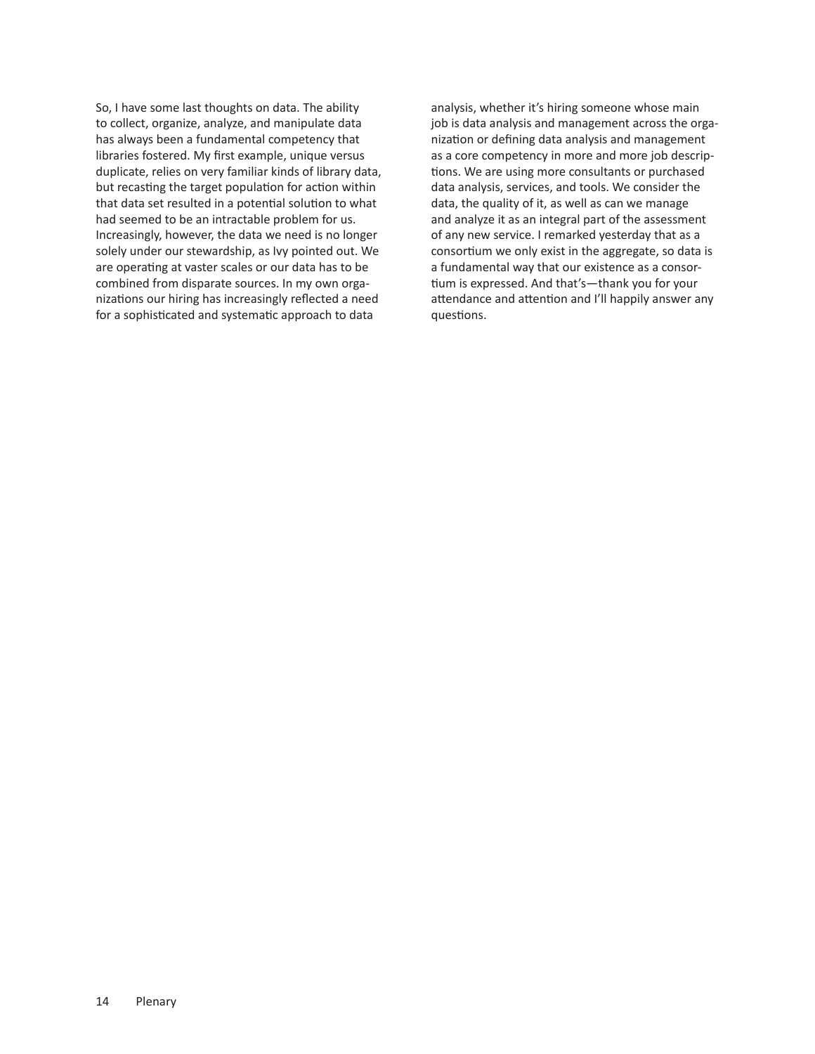So, I have some last thoughts on data. The ability to collect, organize, analyze, and manipulate data has always been a fundamental competency that libraries fostered. My first example, unique versus duplicate, relies on very familiar kinds of library data, but recasting the target population for action within that data set resulted in a potential solution to what had seemed to be an intractable problem for us. Increasingly, however, the data we need is no longer solely under our stewardship, as Ivy pointed out. We are operating at vaster scales or our data has to be combined from disparate sources. In my own organizations our hiring has increasingly reflected a need for a sophisticated and systematic approach to data analysis, whether it's hiring someone whose main job is data analysis and management across the organization or defining data analysis and management as a core competency in more and more job descriptions. We are using more consultants or purchased data analysis, services, and tools. We consider the data, the quality of it, as well as can we manage and analyze it as an integral part of the assessment of any new service. I remarked yesterday that as a consortium we only exist in the aggregate, so data is a fundamental way that our existence as a consortium is expressed. And that's—thank you for your attendance and attention and I'll happily answer any questions.